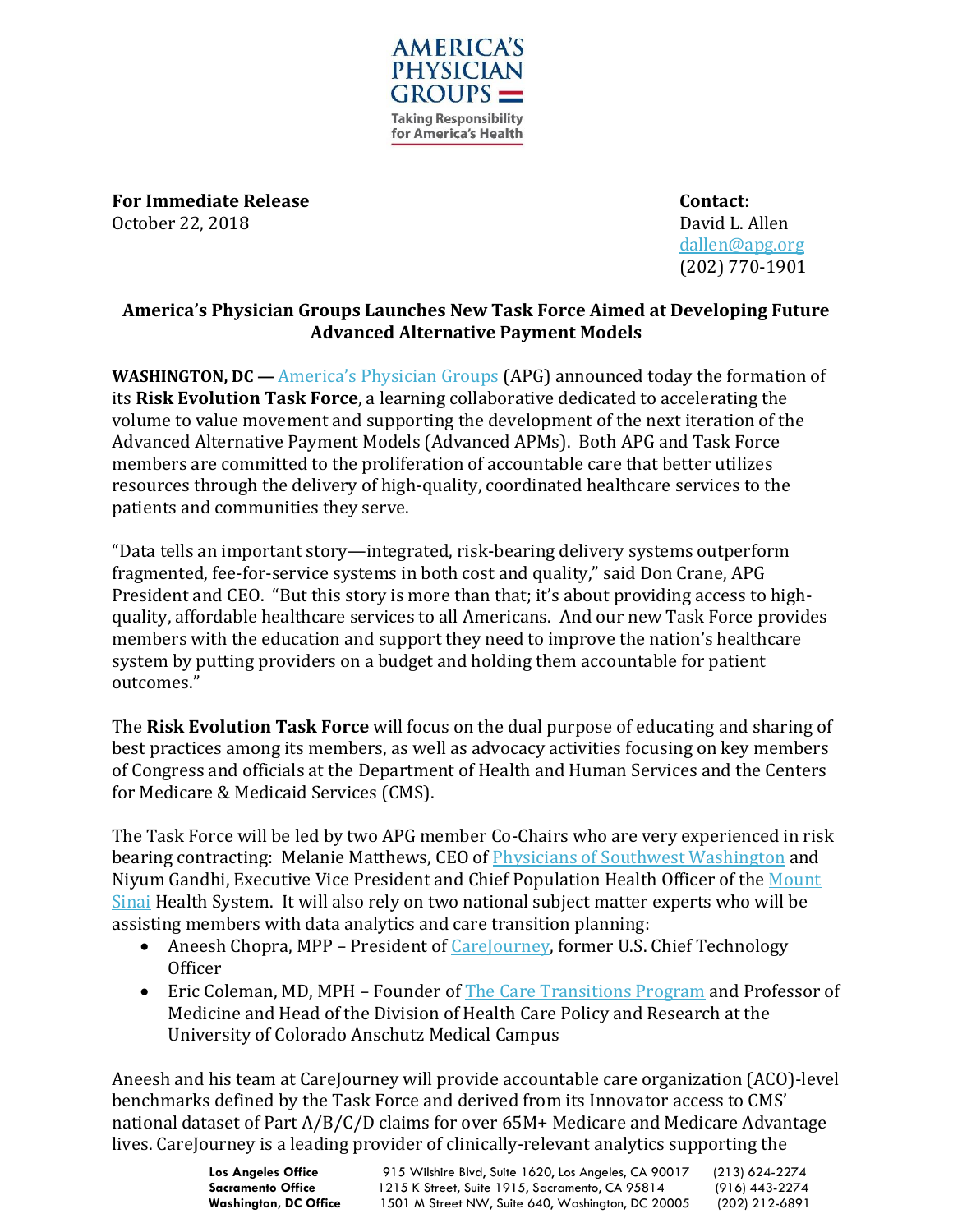AMERICA'S PHYSICIAN GROUPS
Taking Responsibility for America's Health

**For Immediate Release**
October 22, 2018

**Contact:**
David L. Allen
dallen@apg.org
(202) 770-1901

**America's Physician Groups Launches New Task Force Aimed at Developing Future Advanced Alternative Payment Models**

**WASHINGTON, DC —** America's Physician Groups (APG) announced today the formation of its **Risk Evolution Task Force**, a learning collaborative dedicated to accelerating the volume to value movement and supporting the development of the next iteration of the Advanced Alternative Payment Models (Advanced APMs). Both APG and Task Force members are committed to the proliferation of accountable care that better utilizes resources through the delivery of high-quality, coordinated healthcare services to the patients and communities they serve.

"Data tells an important story—integrated, risk-bearing delivery systems outperform fragmented, fee-for-service systems in both cost and quality," said Don Crane, APG President and CEO. "But this story is more than that; it's about providing access to high-quality, affordable healthcare services to all Americans. And our new Task Force provides members with the education and support they need to improve the nation's healthcare system by putting providers on a budget and holding them accountable for patient outcomes."

The **Risk Evolution Task Force** will focus on the dual purpose of educating and sharing of best practices among its members, as well as advocacy activities focusing on key members of Congress and officials at the Department of Health and Human Services and the Centers for Medicare & Medicaid Services (CMS).

The Task Force will be led by two APG member Co-Chairs who are very experienced in risk bearing contracting: Melanie Matthews, CEO of Physicians of Southwest Washington and Niyum Gandhi, Executive Vice President and Chief Population Health Officer of the Mount Sinai Health System. It will also rely on two national subject matter experts who will be assisting members with data analytics and care transition planning:

- Aneesh Chopra, MPP – President of CareJourney, former U.S. Chief Technology Officer
- Eric Coleman, MD, MPH – Founder of The Care Transitions Program and Professor of Medicine and Head of the Division of Health Care Policy and Research at the University of Colorado Anschutz Medical Campus

Aneesh and his team at CareJourney will provide accountable care organization (ACO)-level benchmarks defined by the Task Force and derived from its Innovator access to CMS' national dataset of Part A/B/C/D claims for over 65M+ Medicare and Medicare Advantage lives. CareJourney is a leading provider of clinically-relevant analytics supporting the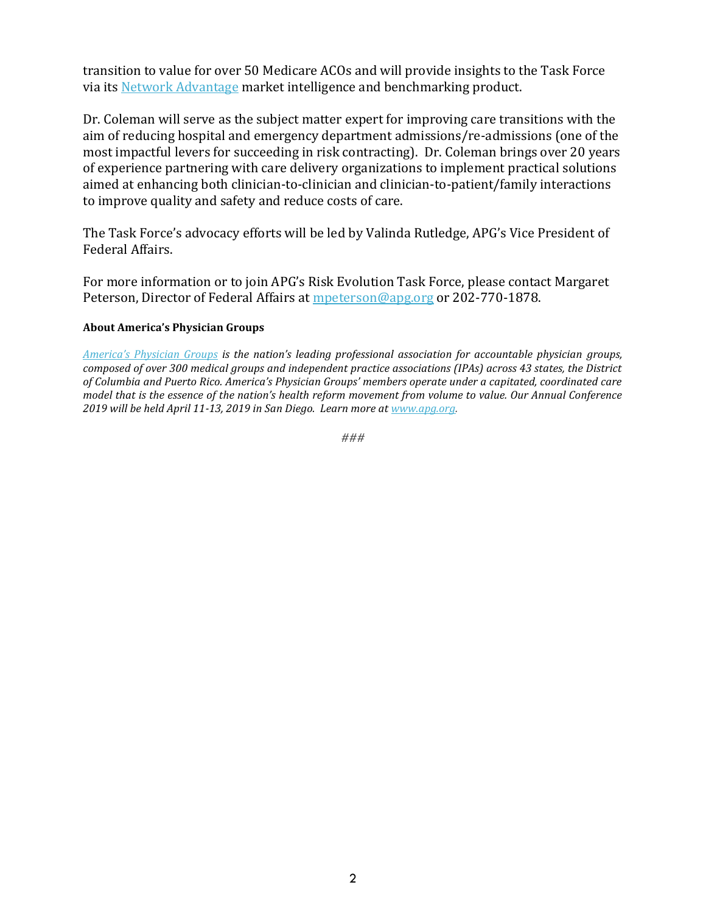transition to value for over 50 Medicare ACOs and will provide insights to the Task Force via its [Network Advantage](#) market intelligence and benchmarking product.

Dr. Coleman will serve as the subject matter expert for improving care transitions with the aim of reducing hospital and emergency department admissions/re-admissions (one of the most impactful levers for succeeding in risk contracting). Dr. Coleman brings over 20 years of experience partnering with care delivery organizations to implement practical solutions aimed at enhancing both clinician-to-clinician and clinician-to-patient/family interactions to improve quality and safety and reduce costs of care.

The Task Force's advocacy efforts will be led by Valinda Rutledge, APG's Vice President of Federal Affairs.

For more information or to join APG's Risk Evolution Task Force, please contact Margaret Peterson, Director of Federal Affairs at mpeterson@apg.org or 202-770-1878.

**About America's Physician Groups**

*America's Physician Groups is the nation's leading professional association for accountable physician groups, composed of over 300 medical groups and independent practice associations (IPAs) across 43 states, the District of Columbia and Puerto Rico. America's Physician Groups' members operate under a capitated, coordinated care model that is the essence of the nation's health reform movement from volume to value. Our Annual Conference 2019 will be held April 11-13, 2019 in San Diego. Learn more at www.apg.org.*

###